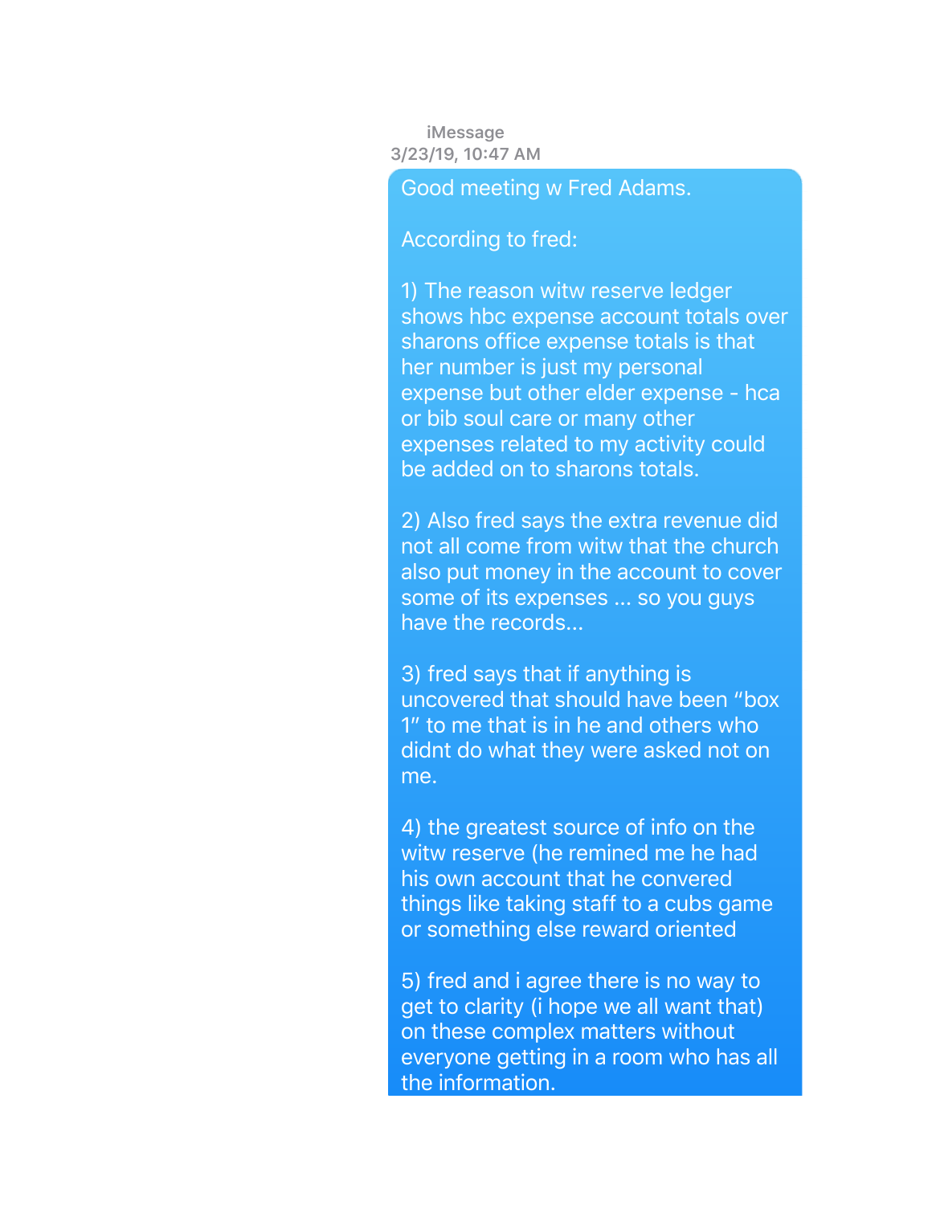iMessage
3/23/19, 10:47 AM

Good meeting w Fred Adams.

According to fred:

1) The reason witw reserve ledger shows hbc expense account totals over sharons office expense totals is that her number is just my personal expense but other elder expense - hca or bib soul care or many other expenses related to my activity could be added on to sharons totals.

2) Also fred says the extra revenue did not all come from witw that the church also put money in the account to cover some of its expenses ... so you guys have the records...

3) fred says that if anything is uncovered that should have been "box 1" to me that is in he and others who didnt do what they were asked not on me.

4) the greatest source of info on the witw reserve (he remined me he had his own account that he convered things like taking staff to a cubs game or something else reward oriented

5) fred and i agree there is no way to get to clarity (i hope we all want that) on these complex matters without everyone getting in a room who has all the information.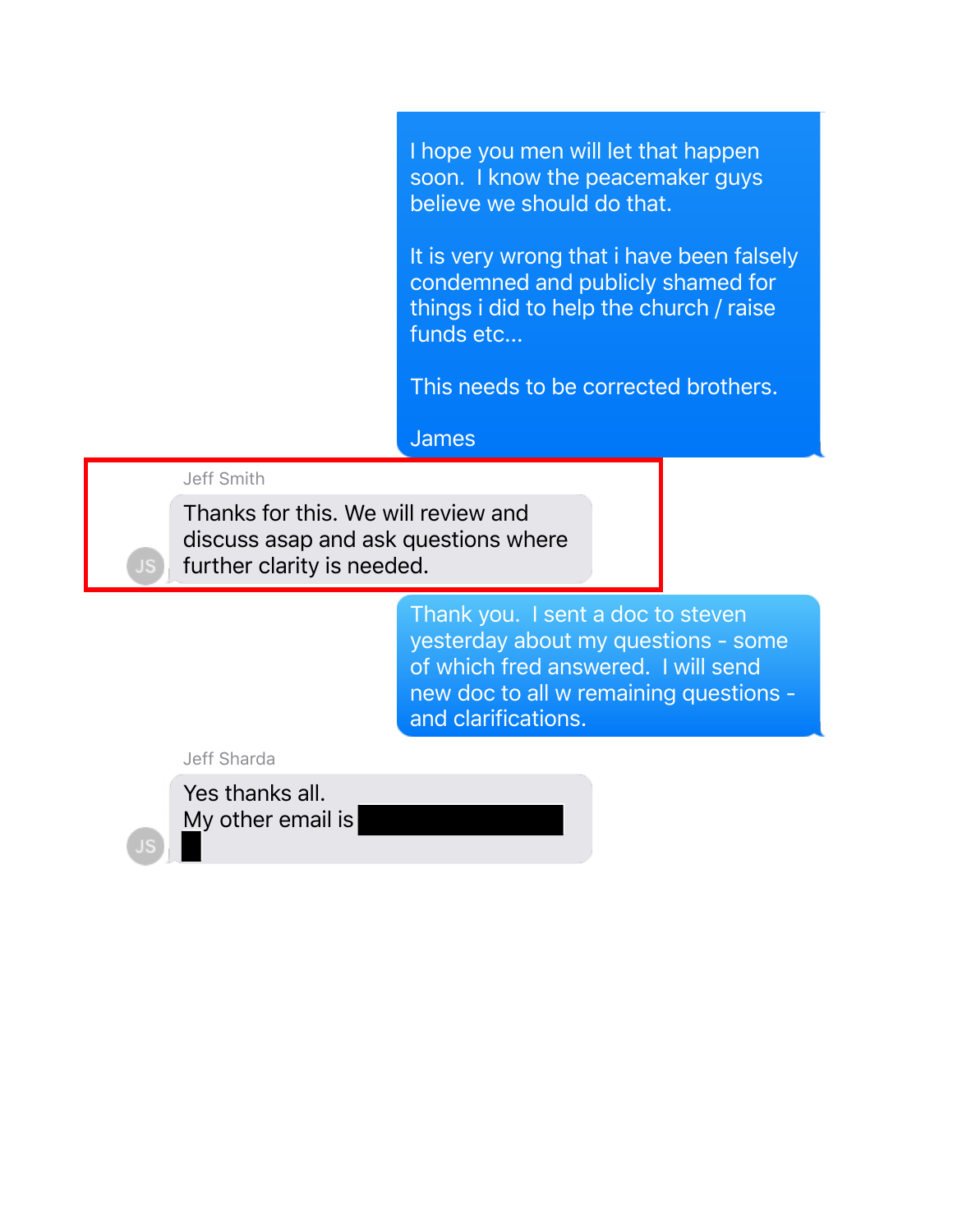I hope you men will let that happen soon. I know the peacemaker guys believe we should do that.

It is very wrong that i have been falsely condemned and publicly shamed for things i did to help the church / raise funds etc...

This needs to be corrected brothers.

James

Jeff Smith

Thanks for this. We will review and discuss asap and ask questions where further clarity is needed.

Thank you. I sent a doc to steven yesterday about my questions - some of which fred answered. I will send new doc to all w remaining questions - and clarifications.

Jeff Sharda

Yes thanks all.
My other email is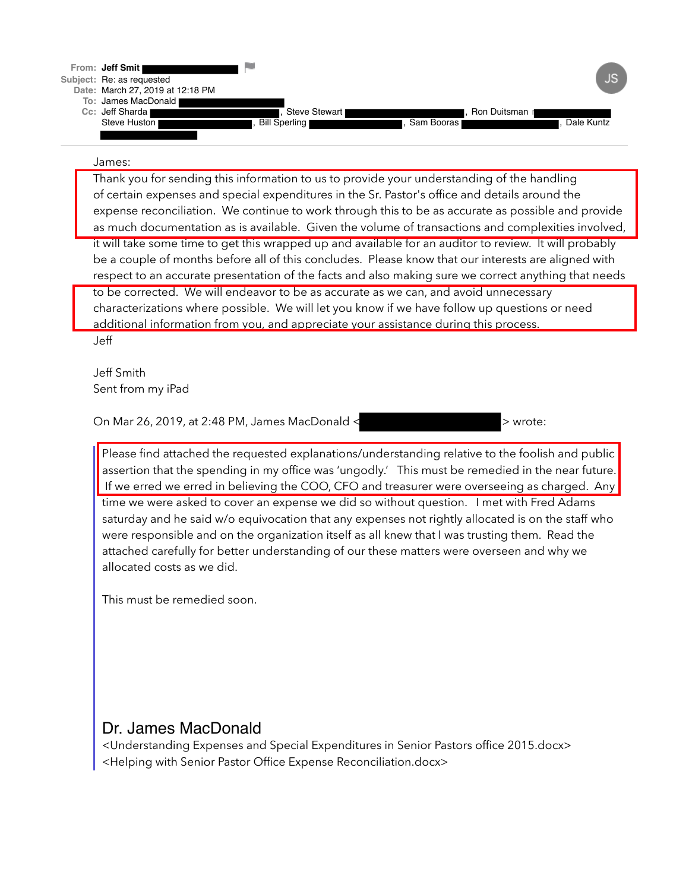**From:** Jeff Smit
**Subject:** Re: as requested
**Date:** March 27, 2019 at 12:18 PM
**To:** James MacDonald
**Cc:** Jeff Sharda, Steve Stewart, Ron Duitsman, Steve Huston, Bill Sperling, Sam Booras, Dale Kuntz

JS

James:

Thank you for sending this information to us to provide your understanding of the handling of certain expenses and special expenditures in the Sr. Pastor's office and details around the expense reconciliation. We continue to work through this to be as accurate as possible and provide as much documentation as is available. Given the volume of transactions and complexities involved, it will take some time to get this wrapped up and available for an auditor to review. It will probably be a couple of months before all of this concludes. Please know that our interests are aligned with respect to an accurate presentation of the facts and also making sure we correct anything that needs to be corrected. We will endeavor to be as accurate as we can, and avoid unnecessary characterizations where possible. We will let you know if we have follow up questions or need additional information from you, and appreciate your assistance during this process.

Jeff

Jeff Smith
Sent from my iPad

On Mar 26, 2019, at 2:48 PM, James MacDonald < > wrote:

> Please find attached the requested explanations/understanding relative to the foolish and public assertion that the spending in my office was 'ungodly.' This must be remedied in the near future. If we erred we erred in believing the COO, CFO and treasurer were overseeing as charged. Any time we were asked to cover an expense we did so without question. I met with Fred Adams saturday and he said w/o equivocation that any expenses not rightly allocated is on the staff who were responsible and on the organization itself as all knew that I was trusting them. Read the attached carefully for better understanding of our these matters were overseen and why we allocated costs as we did.
>
> This must be remedied soon.
>
> Dr. James MacDonald
>
> <Understanding Expenses and Special Expenditures in Senior Pastors office 2015.docx>
>
> <Helping with Senior Pastor Office Expense Reconciliation.docx>